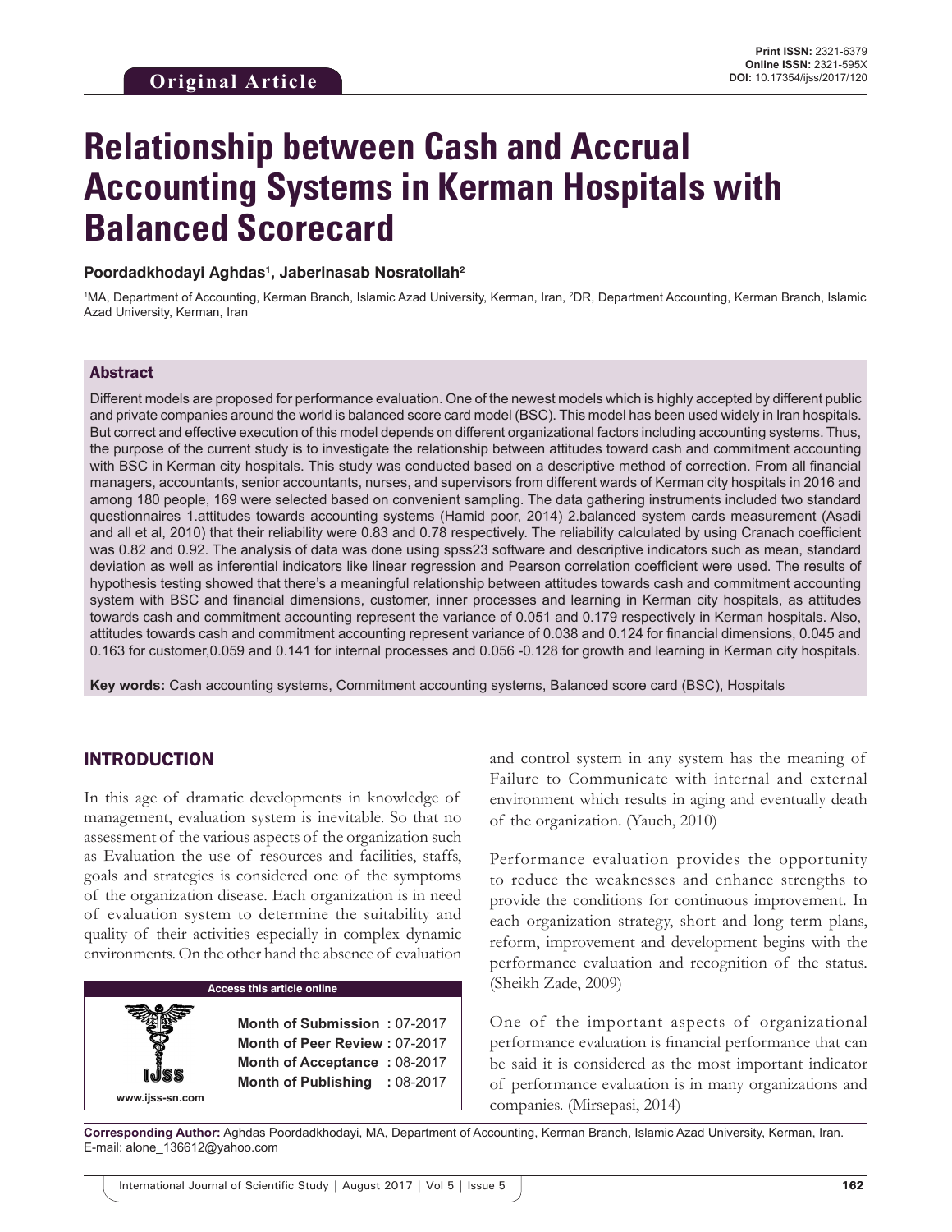Original Article

Print ISSN: 2321-6379
Online ISSN: 2321-595X
DOI: 10.17354/ijss/2017/120

# Relationship between Cash and Accrual Accounting Systems in Kerman Hospitals with Balanced Scorecard

**Poordadkhodayi Aghdas[1], Jaberinasab Nosratollah[2]**

[1]MA, Department of Accounting, Kerman Branch, Islamic Azad University, Kerman, Iran, [2]DR, Department Accounting, Kerman Branch, Islamic Azad University, Kerman, Iran

## Abstract

Different models are proposed for performance evaluation. One of the newest models which is highly accepted by different public and private companies around the world is balanced score card model (BSC). This model has been used widely in Iran hospitals. But correct and effective execution of this model depends on different organizational factors including accounting systems. Thus, the purpose of the current study is to investigate the relationship between attitudes toward cash and commitment accounting with BSC in Kerman city hospitals. This study was conducted based on a descriptive method of correction. From all financial managers, accountants, senior accountants, nurses, and supervisors from different wards of Kerman city hospitals in 2016 and among 180 people, 169 were selected based on convenient sampling. The data gathering instruments included two standard questionnaires 1.attitudes towards accounting systems (Hamid poor, 2014) 2.balanced system cards measurement (Asadi and all et al, 2010) that their reliability were 0.83 and 0.78 respectively. The reliability calculated by using Cranach coefficient was 0.82 and 0.92. The analysis of data was done using spss23 software and descriptive indicators such as mean, standard deviation as well as inferential indicators like linear regression and Pearson correlation coefficient were used. The results of hypothesis testing showed that there's a meaningful relationship between attitudes towards cash and commitment accounting system with BSC and financial dimensions, customer, inner processes and learning in Kerman city hospitals, as attitudes towards cash and commitment accounting represent the variance of 0.051 and 0.179 respectively in Kerman hospitals. Also, attitudes towards cash and commitment accounting represent variance of 0.038 and 0.124 for financial dimensions, 0.045 and 0.163 for customer,0.059 and 0.141 for internal processes and 0.056 -0.128 for growth and learning in Kerman city hospitals.

**Key words:** Cash accounting systems, Commitment accounting systems, Balanced score card (BSC), Hospitals

## INTRODUCTION

In this age of dramatic developments in knowledge of management, evaluation system is inevitable. So that no assessment of the various aspects of the organization such as Evaluation the use of resources and facilities, staffs, goals and strategies is considered one of the symptoms of the organization disease. Each organization is in need of evaluation system to determine the suitability and quality of their activities especially in complex dynamic environments. On the other hand the absence of evaluation and control system in any system has the meaning of Failure to Communicate with internal and external environment which results in aging and eventually death of the organization. (Yauch, 2010)

Performance evaluation provides the opportunity to reduce the weaknesses and enhance strengths to provide the conditions for continuous improvement. In each organization strategy, short and long term plans, reform, improvement and development begins with the performance evaluation and recognition of the status. (Sheikh Zade, 2009)

One of the important aspects of organizational performance evaluation is financial performance that can be said it is considered as the most important indicator of performance evaluation is in many organizations and companies. (Mirsepasi, 2014)

Access this article online

www.ijss-sn.com

**Month of Submission :** 07-2017
**Month of Peer Review :** 07-2017
**Month of Acceptance :** 08-2017
**Month of Publishing :** 08-2017

**Corresponding Author:** Aghdas Poordadkhodayi, MA, Department of Accounting, Kerman Branch, Islamic Azad University, Kerman, Iran. E-mail: alone_136612@yahoo.com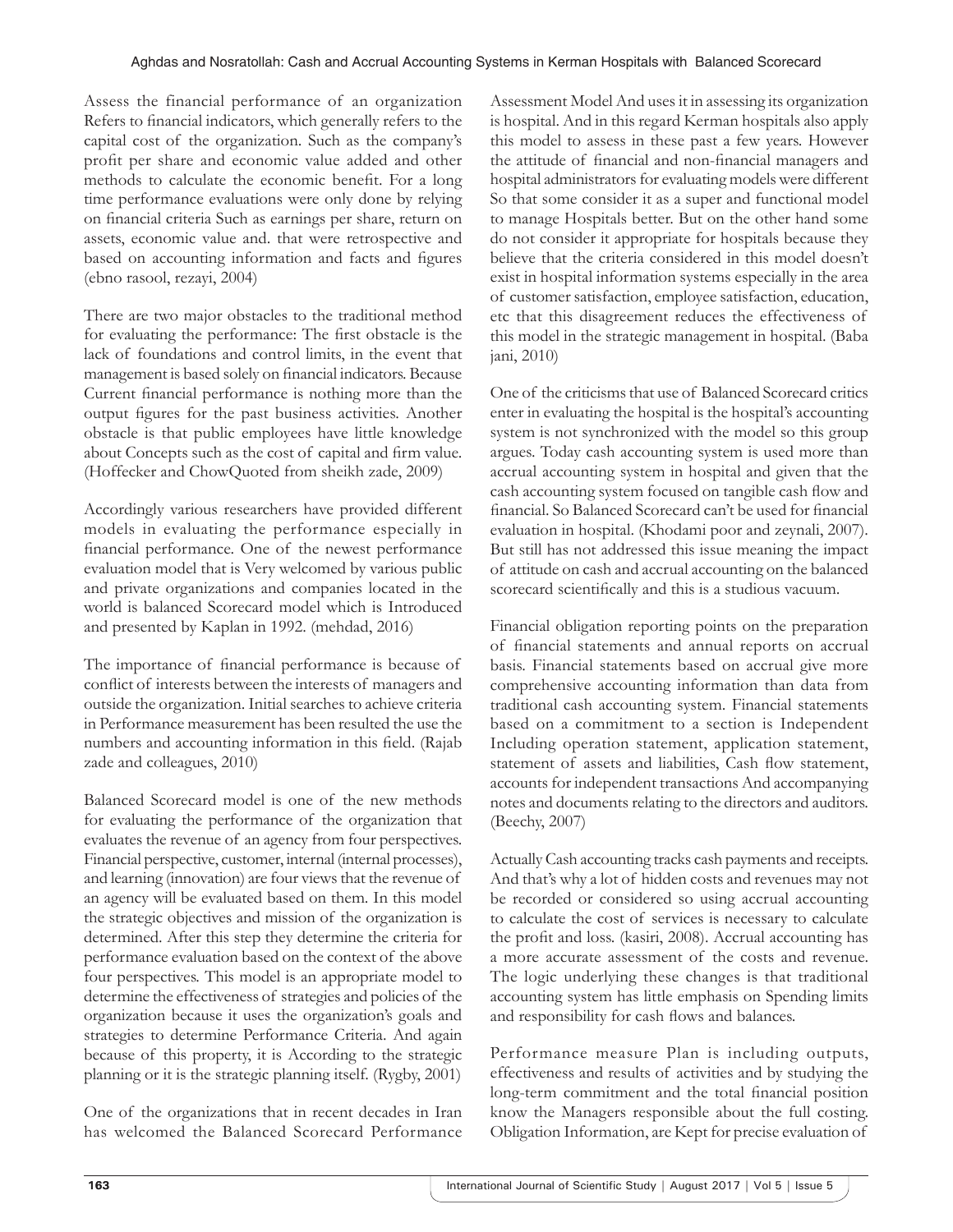Assess the financial performance of an organization Refers to financial indicators, which generally refers to the capital cost of the organization. Such as the company's profit per share and economic value added and other methods to calculate the economic benefit. For a long time performance evaluations were only done by relying on financial criteria Such as earnings per share, return on assets, economic value and. that were retrospective and based on accounting information and facts and figures (ebno rasool, rezayi, 2004)

There are two major obstacles to the traditional method for evaluating the performance: The first obstacle is the lack of foundations and control limits, in the event that management is based solely on financial indicators. Because Current financial performance is nothing more than the output figures for the past business activities. Another obstacle is that public employees have little knowledge about Concepts such as the cost of capital and firm value. (Hoffecker and ChowQuoted from sheikh zade, 2009)

Accordingly various researchers have provided different models in evaluating the performance especially in financial performance. One of the newest performance evaluation model that is Very welcomed by various public and private organizations and companies located in the world is balanced Scorecard model which is Introduced and presented by Kaplan in 1992. (mehdad, 2016)

The importance of financial performance is because of conflict of interests between the interests of managers and outside the organization. Initial searches to achieve criteria in Performance measurement has been resulted the use the numbers and accounting information in this field. (Rajab zade and colleagues, 2010)

Balanced Scorecard model is one of the new methods for evaluating the performance of the organization that evaluates the revenue of an agency from four perspectives. Financial perspective, customer, internal (internal processes), and learning (innovation) are four views that the revenue of an agency will be evaluated based on them. In this model the strategic objectives and mission of the organization is determined. After this step they determine the criteria for performance evaluation based on the context of the above four perspectives. This model is an appropriate model to determine the effectiveness of strategies and policies of the organization because it uses the organization's goals and strategies to determine Performance Criteria. And again because of this property, it is According to the strategic planning or it is the strategic planning itself. (Rygby, 2001)

One of the organizations that in recent decades in Iran has welcomed the Balanced Scorecard Performance Assessment Model And uses it in assessing its organization is hospital. And in this regard Kerman hospitals also apply this model to assess in these past a few years. However the attitude of financial and non-financial managers and hospital administrators for evaluating models were different So that some consider it as a super and functional model to manage Hospitals better. But on the other hand some do not consider it appropriate for hospitals because they believe that the criteria considered in this model doesn't exist in hospital information systems especially in the area of customer satisfaction, employee satisfaction, education, etc that this disagreement reduces the effectiveness of this model in the strategic management in hospital. (Baba jani, 2010)

One of the criticisms that use of Balanced Scorecard critics enter in evaluating the hospital is the hospital's accounting system is not synchronized with the model so this group argues. Today cash accounting system is used more than accrual accounting system in hospital and given that the cash accounting system focused on tangible cash flow and financial. So Balanced Scorecard can't be used for financial evaluation in hospital. (Khodami poor and zeynali, 2007). But still has not addressed this issue meaning the impact of attitude on cash and accrual accounting on the balanced scorecard scientifically and this is a studious vacuum.

Financial obligation reporting points on the preparation of financial statements and annual reports on accrual basis. Financial statements based on accrual give more comprehensive accounting information than data from traditional cash accounting system. Financial statements based on a commitment to a section is Independent Including operation statement, application statement, statement of assets and liabilities, Cash flow statement, accounts for independent transactions And accompanying notes and documents relating to the directors and auditors. (Beechy, 2007)

Actually Cash accounting tracks cash payments and receipts. And that's why a lot of hidden costs and revenues may not be recorded or considered so using accrual accounting to calculate the cost of services is necessary to calculate the profit and loss. (kasiri, 2008). Accrual accounting has a more accurate assessment of the costs and revenue. The logic underlying these changes is that traditional accounting system has little emphasis on Spending limits and responsibility for cash flows and balances.

Performance measure Plan is including outputs, effectiveness and results of activities and by studying the long-term commitment and the total financial position know the Managers responsible about the full costing. Obligation Information, are Kept for precise evaluation of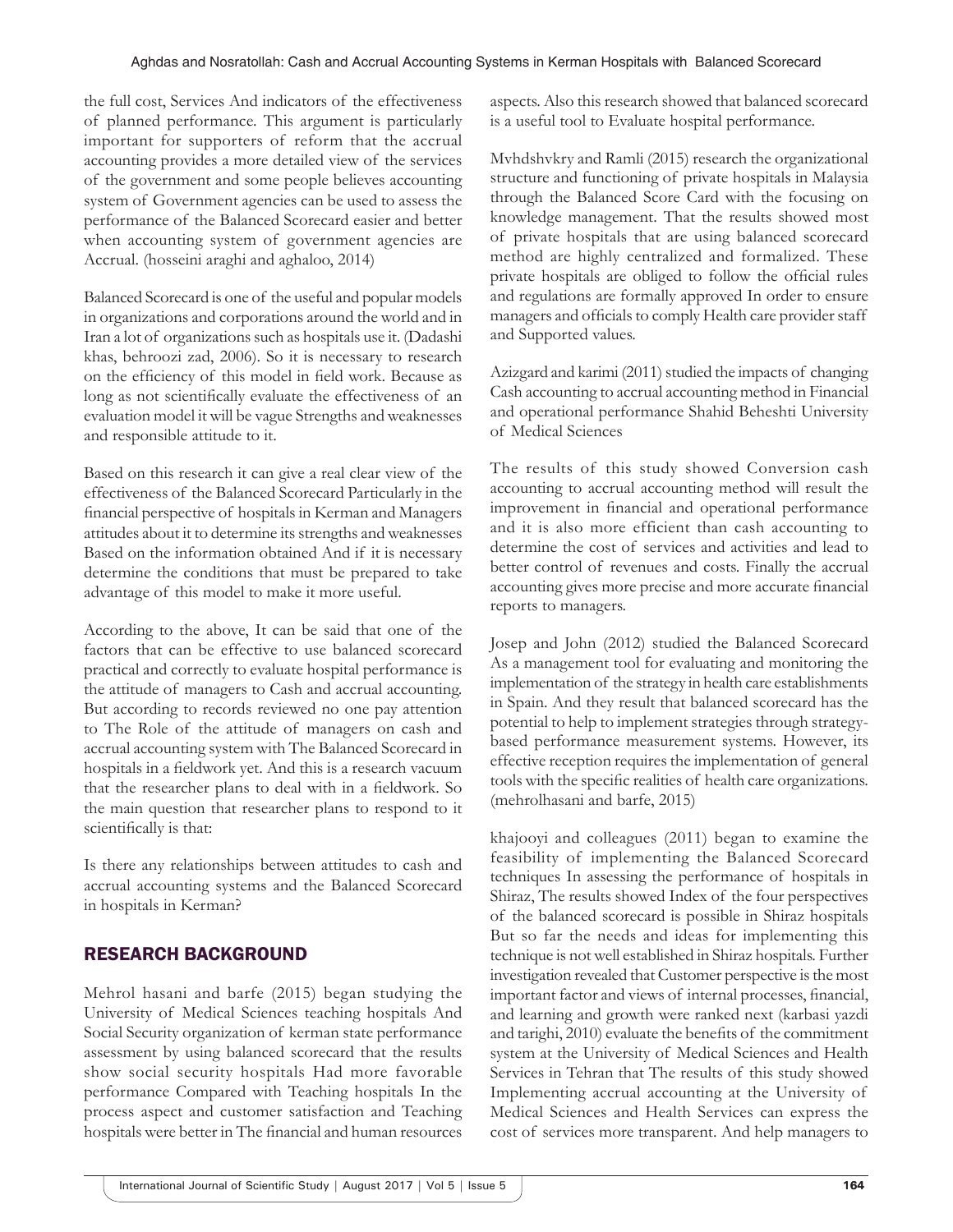the full cost, Services And indicators of the effectiveness of planned performance. This argument is particularly important for supporters of reform that the accrual accounting provides a more detailed view of the services of the government and some people believes accounting system of Government agencies can be used to assess the performance of the Balanced Scorecard easier and better when accounting system of government agencies are Accrual. (hosseini araghi and aghaloo, 2014)

Balanced Scorecard is one of the useful and popular models in organizations and corporations around the world and in Iran a lot of organizations such as hospitals use it. (Dadashi khas, behroozi zad, 2006). So it is necessary to research on the efficiency of this model in field work. Because as long as not scientifically evaluate the effectiveness of an evaluation model it will be vague Strengths and weaknesses and responsible attitude to it.

Based on this research it can give a real clear view of the effectiveness of the Balanced Scorecard Particularly in the financial perspective of hospitals in Kerman and Managers attitudes about it to determine its strengths and weaknesses Based on the information obtained And if it is necessary determine the conditions that must be prepared to take advantage of this model to make it more useful.

According to the above, It can be said that one of the factors that can be effective to use balanced scorecard practical and correctly to evaluate hospital performance is the attitude of managers to Cash and accrual accounting. But according to records reviewed no one pay attention to The Role of the attitude of managers on cash and accrual accounting system with The Balanced Scorecard in hospitals in a fieldwork yet. And this is a research vacuum that the researcher plans to deal with in a fieldwork. So the main question that researcher plans to respond to it scientifically is that:

Is there any relationships between attitudes to cash and accrual accounting systems and the Balanced Scorecard in hospitals in Kerman?

## RESEARCH BACKGROUND

Mehrol hasani and barfe (2015) began studying the University of Medical Sciences teaching hospitals And Social Security organization of kerman state performance assessment by using balanced scorecard that the results show social security hospitals Had more favorable performance Compared with Teaching hospitals In the process aspect and customer satisfaction and Teaching hospitals were better in The financial and human resources aspects. Also this research showed that balanced scorecard is a useful tool to Evaluate hospital performance.

Mvhdshvkry and Ramli (2015) research the organizational structure and functioning of private hospitals in Malaysia through the Balanced Score Card with the focusing on knowledge management. That the results showed most of private hospitals that are using balanced scorecard method are highly centralized and formalized. These private hospitals are obliged to follow the official rules and regulations are formally approved In order to ensure managers and officials to comply Health care provider staff and Supported values.

Azizgard and karimi (2011) studied the impacts of changing Cash accounting to accrual accounting method in Financial and operational performance Shahid Beheshti University of Medical Sciences

The results of this study showed Conversion cash accounting to accrual accounting method will result the improvement in financial and operational performance and it is also more efficient than cash accounting to determine the cost of services and activities and lead to better control of revenues and costs. Finally the accrual accounting gives more precise and more accurate financial reports to managers.

Josep and John (2012) studied the Balanced Scorecard As a management tool for evaluating and monitoring the implementation of the strategy in health care establishments in Spain. And they result that balanced scorecard has the potential to help to implement strategies through strategy-based performance measurement systems. However, its effective reception requires the implementation of general tools with the specific realities of health care organizations. (mehrolhasani and barfe, 2015)

khajooyi and colleagues (2011) began to examine the feasibility of implementing the Balanced Scorecard techniques In assessing the performance of hospitals in Shiraz, The results showed Index of the four perspectives of the balanced scorecard is possible in Shiraz hospitals But so far the needs and ideas for implementing this technique is not well established in Shiraz hospitals. Further investigation revealed that Customer perspective is the most important factor and views of internal processes, financial, and learning and growth were ranked next (karbasi yazdi and tarighi, 2010) evaluate the benefits of the commitment system at the University of Medical Sciences and Health Services in Tehran that The results of this study showed Implementing accrual accounting at the University of Medical Sciences and Health Services can express the cost of services more transparent. And help managers to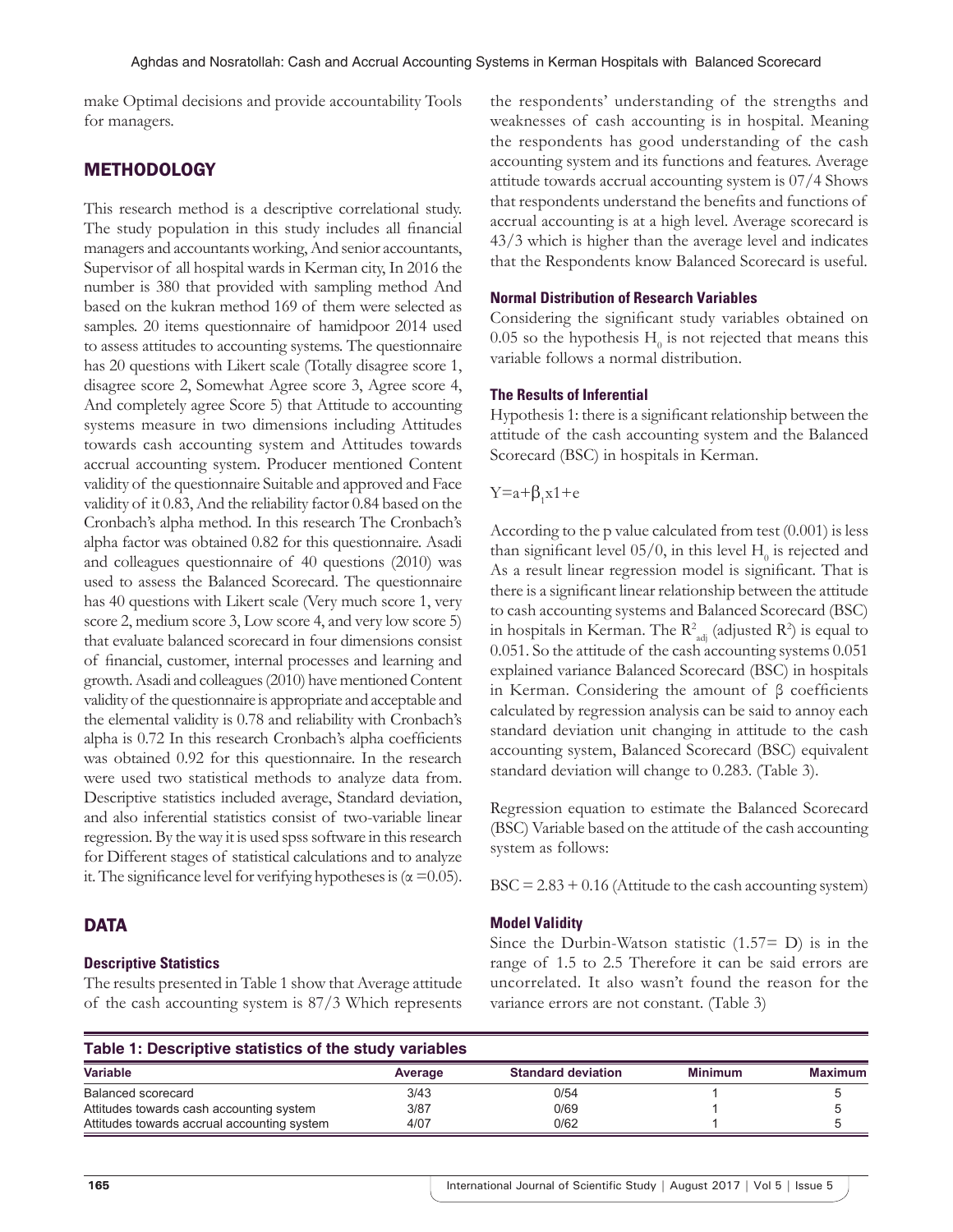make Optimal decisions and provide accountability Tools for managers.

## METHODOLOGY

This research method is a descriptive correlational study. The study population in this study includes all financial managers and accountants working, And senior accountants, Supervisor of all hospital wards in Kerman city, In 2016 the number is 380 that provided with sampling method And based on the kukran method 169 of them were selected as samples. 20 items questionnaire of hamidpoor 2014 used to assess attitudes to accounting systems. The questionnaire has 20 questions with Likert scale (Totally disagree score 1, disagree score 2, Somewhat Agree score 3, Agree score 4, And completely agree Score 5) that Attitude to accounting systems measure in two dimensions including Attitudes towards cash accounting system and Attitudes towards accrual accounting system. Producer mentioned Content validity of the questionnaire Suitable and approved and Face validity of it 0.83, And the reliability factor 0.84 based on the Cronbach's alpha method. In this research The Cronbach's alpha factor was obtained 0.82 for this questionnaire. Asadi and colleagues questionnaire of 40 questions (2010) was used to assess the Balanced Scorecard. The questionnaire has 40 questions with Likert scale (Very much score 1, very score 2, medium score 3, Low score 4, and very low score 5) that evaluate balanced scorecard in four dimensions consist of financial, customer, internal processes and learning and growth. Asadi and colleagues (2010) have mentioned Content validity of the questionnaire is appropriate and acceptable and the elemental validity is 0.78 and reliability with Cronbach's alpha is 0.72 In this research Cronbach's alpha coefficients was obtained 0.92 for this questionnaire. In the research were used two statistical methods to analyze data from. Descriptive statistics included average, Standard deviation, and also inferential statistics consist of two-variable linear regression. By the way it is used spss software in this research for Different stages of statistical calculations and to analyze it. The significance level for verifying hypotheses is ($\alpha$ =0.05).

## DATA

### Descriptive Statistics

The results presented in Table 1 show that Average attitude of the cash accounting system is 87/3 Which represents the respondents' understanding of the strengths and weaknesses of cash accounting is in hospital. Meaning the respondents has good understanding of the cash accounting system and its functions and features. Average attitude towards accrual accounting system is 07/4 Shows that respondents understand the benefits and functions of accrual accounting is at a high level. Average scorecard is 43/3 which is higher than the average level and indicates that the Respondents know Balanced Scorecard is useful.

### Normal Distribution of Research Variables

Considering the significant study variables obtained on 0.05 so the hypothesis $H_0$ is not rejected that means this variable follows a normal distribution.

### The Results of Inferential

Hypothesis 1: there is a significant relationship between the attitude of the cash accounting system and the Balanced Scorecard (BSC) in hospitals in Kerman.

$$Y=a+\beta_1 x1+e$$

According to the p value calculated from test (0.001) is less than significant level 05/0, in this level $H_0$ is rejected and As a result linear regression model is significant. That is there is a significant linear relationship between the attitude to cash accounting systems and Balanced Scorecard (BSC) in hospitals in Kerman. The $R^2_{adj}$ (adjusted $R^2$) is equal to 0.051. So the attitude of the cash accounting systems 0.051 explained variance Balanced Scorecard (BSC) in hospitals in Kerman. Considering the amount of $\beta$ coefficients calculated by regression analysis can be said to annoy each standard deviation unit changing in attitude to the cash accounting system, Balanced Scorecard (BSC) equivalent standard deviation will change to 0.283. (Table 3).

Regression equation to estimate the Balanced Scorecard (BSC) Variable based on the attitude of the cash accounting system as follows:

$$BSC = 2.83 + 0.16 \text{ (Attitude to the cash accounting system)}$$

### Model Validity

Since the Durbin-Watson statistic (1.57= D) is in the range of 1.5 to 2.5 Therefore it can be said errors are uncorrelated. It also wasn't found the reason for the variance errors are not constant. (Table 3)

**Table 1: Descriptive statistics of the study variables**

| Variable | Average | Standard deviation | Minimum | Maximum |
|---|---|---|---|---|
| Balanced scorecard | 3/43 | 0/54 | 1 | 5 |
| Attitudes towards cash accounting system | 3/87 | 0/69 | 1 | 5 |
| Attitudes towards accrual accounting system | 4/07 | 0/62 | 1 | 5 |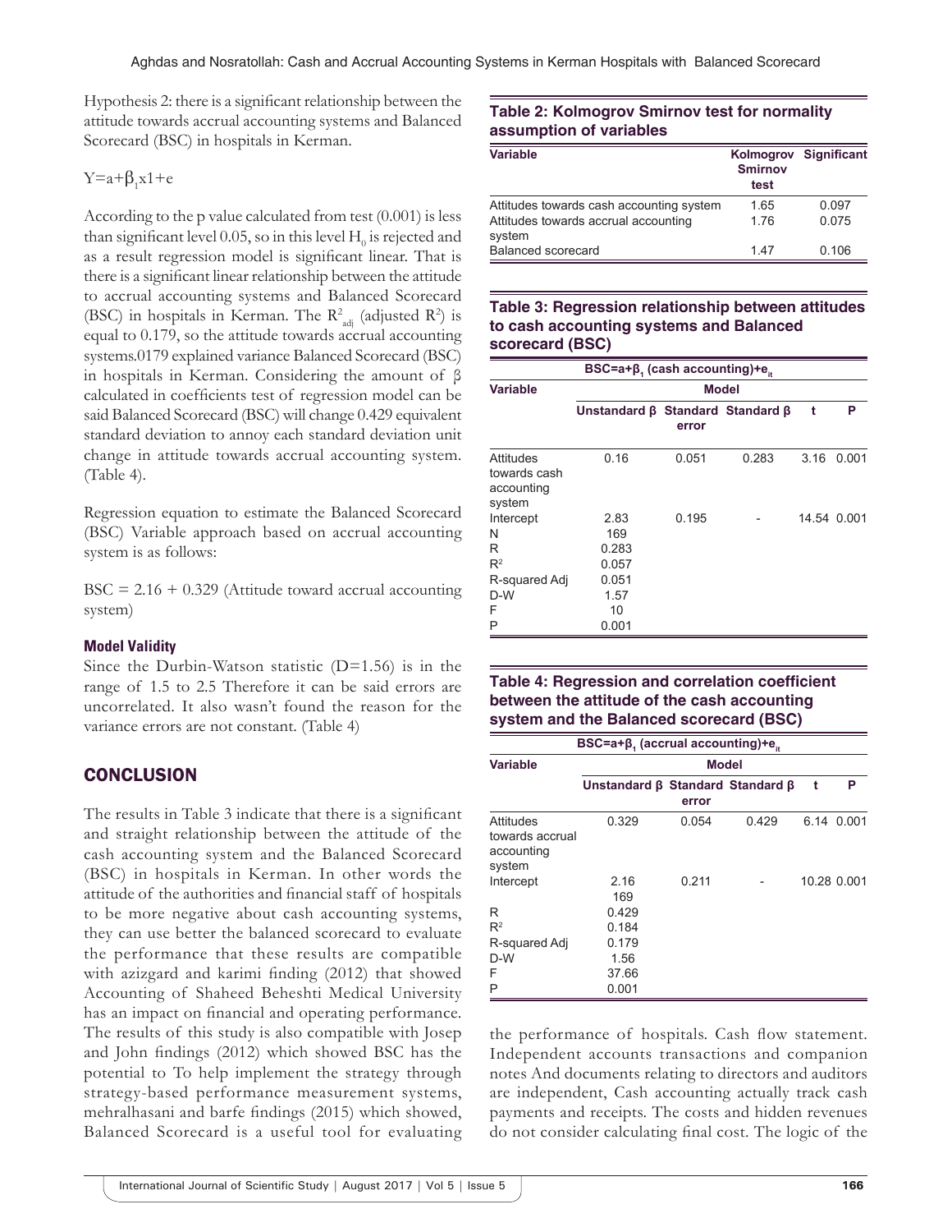Hypothesis 2: there is a significant relationship between the attitude towards accrual accounting systems and Balanced Scorecard (BSC) in hospitals in Kerman.

$Y=a+\beta_1 x1+e$

According to the p value calculated from test (0.001) is less than significant level 0.05, so in this level $H_0$ is rejected and as a result regression model is significant linear. That is there is a significant linear relationship between the attitude to accrual accounting systems and Balanced Scorecard (BSC) in hospitals in Kerman. The $R^2_{adj}$ (adjusted $R^2$) is equal to 0.179, so the attitude towards accrual accounting systems.0179 explained variance Balanced Scorecard (BSC) in hospitals in Kerman. Considering the amount of β calculated in coefficients test of regression model can be said Balanced Scorecard (BSC) will change 0.429 equivalent standard deviation to annoy each standard deviation unit change in attitude towards accrual accounting system. (Table 4).

Regression equation to estimate the Balanced Scorecard (BSC) Variable approach based on accrual accounting system is as follows:

BSC = 2.16 + 0.329 (Attitude toward accrual accounting system)

#### Model Validity

Since the Durbin-Watson statistic (D=1.56) is in the range of 1.5 to 2.5 Therefore it can be said errors are uncorrelated. It also wasn't found the reason for the variance errors are not constant. (Table 4)

## CONCLUSION

The results in Table 3 indicate that there is a significant and straight relationship between the attitude of the cash accounting system and the Balanced Scorecard (BSC) in hospitals in Kerman. In other words the attitude of the authorities and financial staff of hospitals to be more negative about cash accounting systems, they can use better the balanced scorecard to evaluate the performance that these results are compatible with azizgard and karimi finding (2012) that showed Accounting of Shaheed Beheshti Medical University has an impact on financial and operating performance. The results of this study is also compatible with Josep and John findings (2012) which showed BSC has the potential to To help implement the strategy through strategy-based performance measurement systems, mehralhasani and barfe findings (2015) which showed, Balanced Scorecard is a useful tool for evaluating the performance of hospitals. Cash flow statement. Independent accounts transactions and companion notes And documents relating to directors and auditors are independent, Cash accounting actually track cash payments and receipts. The costs and hidden revenues do not consider calculating final cost. The logic of the

**Table 2: Kolmogrov Smirnov test for normality assumption of variables**

| Variable | Kolmogrov Smirnov test | Significant |
|---|---|---|
| Attitudes towards cash accounting system | 1.65 | 0.097 |
| Attitudes towards accrual accounting system | 1.76 | 0.075 |
| Balanced scorecard | 1.47 | 0.106 |

**Table 3: Regression relationship between attitudes to cash accounting systems and Balanced scorecard (BSC)**

| $BSC=a+\beta_1$ (cash accounting)$+e_{it}$ | | | | | |
|---|---|---|---|---|---|
| Variable | Model | | | | |
| | Unstandard β | Standard error | Standard β | t | P |
| Attitudes towards cash accounting system | 0.16 | 0.051 | 0.283 | 3.16 | 0.001 |
| Intercept | 2.83 | 0.195 | - | 14.54 | 0.001 |
| N | 169 | | | | |
| R | 0.283 | | | | |
| $R^2$ | 0.057 | | | | |
| R-squared Adj | 0.051 | | | | |
| D-W | 1.57 | | | | |
| F | 10 | | | | |
| P | 0.001 | | | | |

**Table 4: Regression and correlation coefficient between the attitude of the cash accounting system and the Balanced scorecard (BSC)**

| $BSC=a+\beta_1$ (accrual accounting)$+e_{it}$ | | | | | |
|---|---|---|---|---|---|
| Variable | Model | | | | |
| | Unstandard β | Standard error | Standard β | t | P |
| Attitudes towards accrual accounting system | 0.329 | 0.054 | 0.429 | 6.14 | 0.001 |
| Intercept | 2.16 | 0.211 | - | 10.28 | 0.001 |
| | 169 | | | | |
| R | 0.429 | | | | |
| $R^2$ | 0.184 | | | | |
| R-squared Adj | 0.179 | | | | |
| D-W | 1.56 | | | | |
| F | 37.66 | | | | |
| P | 0.001 | | | | |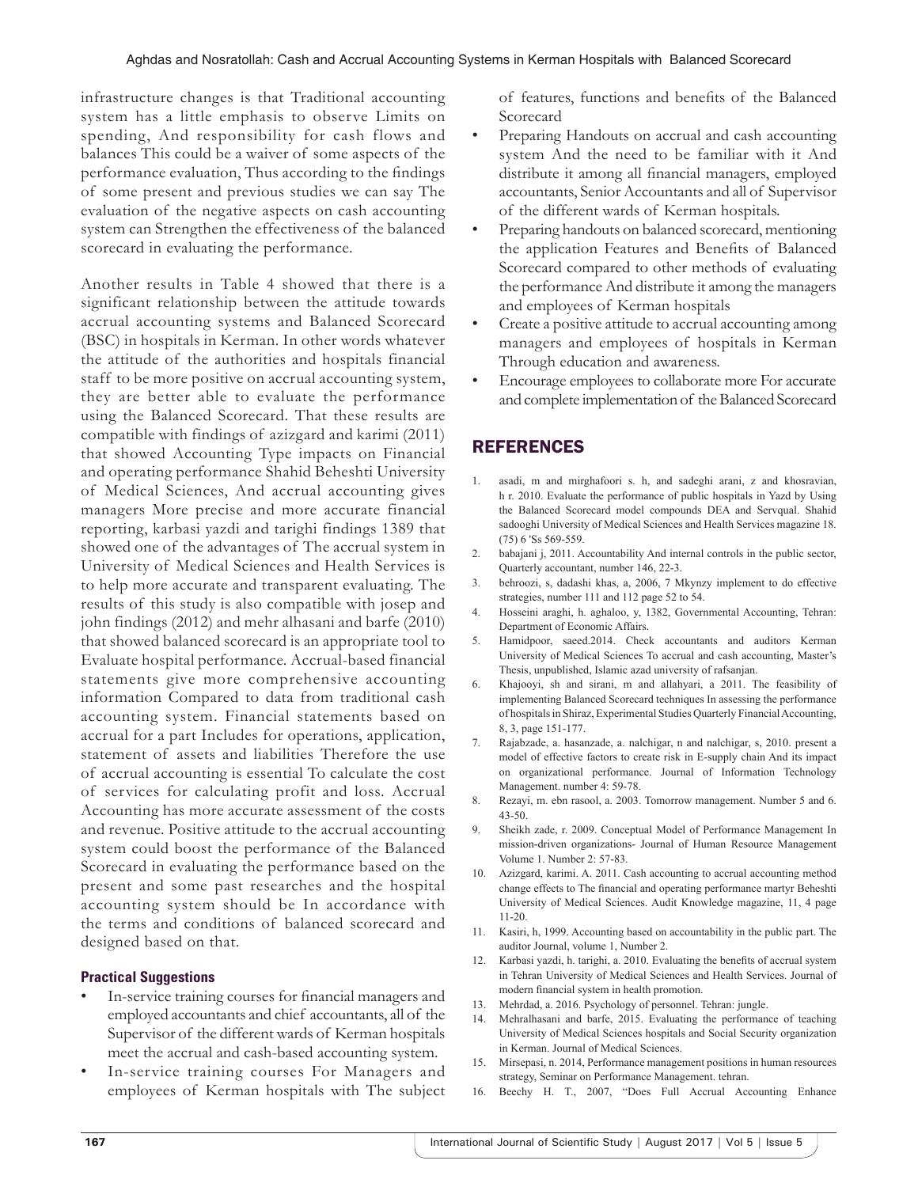infrastructure changes is that Traditional accounting system has a little emphasis to observe Limits on spending, And responsibility for cash flows and balances This could be a waiver of some aspects of the performance evaluation, Thus according to the findings of some present and previous studies we can say The evaluation of the negative aspects on cash accounting system can Strengthen the effectiveness of the balanced scorecard in evaluating the performance.

Another results in Table 4 showed that there is a significant relationship between the attitude towards accrual accounting systems and Balanced Scorecard (BSC) in hospitals in Kerman. In other words whatever the attitude of the authorities and hospitals financial staff to be more positive on accrual accounting system, they are better able to evaluate the performance using the Balanced Scorecard. That these results are compatible with findings of azizgard and karimi (2011) that showed Accounting Type impacts on Financial and operating performance Shahid Beheshti University of Medical Sciences, And accrual accounting gives managers More precise and more accurate financial reporting, karbasi yazdi and tarighi findings 1389 that showed one of the advantages of The accrual system in University of Medical Sciences and Health Services is to help more accurate and transparent evaluating. The results of this study is also compatible with josep and john findings (2012) and mehr alhasani and barfe (2010) that showed balanced scorecard is an appropriate tool to Evaluate hospital performance. Accrual-based financial statements give more comprehensive accounting information Compared to data from traditional cash accounting system. Financial statements based on accrual for a part Includes for operations, application, statement of assets and liabilities Therefore the use of accrual accounting is essential To calculate the cost of services for calculating profit and loss. Accrual Accounting has more accurate assessment of the costs and revenue. Positive attitude to the accrual accounting system could boost the performance of the Balanced Scorecard in evaluating the performance based on the present and some past researches and the hospital accounting system should be In accordance with the terms and conditions of balanced scorecard and designed based on that.

### Practical Suggestions

- In-service training courses for financial managers and employed accountants and chief accountants, all of the Supervisor of the different wards of Kerman hospitals meet the accrual and cash-based accounting system.
- In-service training courses For Managers and employees of Kerman hospitals with The subject of features, functions and benefits of the Balanced Scorecard
- Preparing Handouts on accrual and cash accounting system And the need to be familiar with it And distribute it among all financial managers, employed accountants, Senior Accountants and all of Supervisor of the different wards of Kerman hospitals.
- Preparing handouts on balanced scorecard, mentioning the application Features and Benefits of Balanced Scorecard compared to other methods of evaluating the performance And distribute it among the managers and employees of Kerman hospitals
- Create a positive attitude to accrual accounting among managers and employees of hospitals in Kerman Through education and awareness.
- Encourage employees to collaborate more For accurate and complete implementation of the Balanced Scorecard

## REFERENCES

1. asadi, m and mirghafoori s. h, and sadeghi arani, z and khosravian, h r. 2010. Evaluate the performance of public hospitals in Yazd by Using the Balanced Scorecard model compounds DEA and Servqual. Shahid sadooghi University of Medical Sciences and Health Services magazine 18. (75) 6 'Ss 569-559.
2. babajani j, 2011. Accountability And internal controls in the public sector, Quarterly accountant, number 146, 22-3.
3. behroozi, s, dadashi khas, a, 2006, 7 Mkynzy implement to do effective strategies, number 111 and 112 page 52 to 54.
4. Hosseini araghi, h. aghaloo, y, 1382, Governmental Accounting, Tehran: Department of Economic Affairs.
5. Hamidpoor, saeed.2014. Check accountants and auditors Kerman University of Medical Sciences To accrual and cash accounting, Master's Thesis, unpublished, Islamic azad university of rafsanjan.
6. Khajooyi, sh and sirani, m and allahyari, a 2011. The feasibility of implementing Balanced Scorecard techniques In assessing the performance of hospitals in Shiraz, Experimental Studies Quarterly Financial Accounting, 8, 3, page 151-177.
7. Rajabzade, a. hasanzade, a. nalchigar, n and nalchigar, s, 2010. present a model of effective factors to create risk in E-supply chain And its impact on organizational performance. Journal of Information Technology Management. number 4: 59-78.
8. Rezayi, m. ebn rasool, a. 2003. Tomorrow management. Number 5 and 6. 43-50.
9. Sheikh zade, r. 2009. Conceptual Model of Performance Management In mission-driven organizations- Journal of Human Resource Management Volume 1. Number 2: 57-83.
10. Azizgard, karimi. A. 2011. Cash accounting to accrual accounting method change effects to The financial and operating performance martyr Beheshti University of Medical Sciences. Audit Knowledge magazine, 11, 4 page 11-20.
11. Kasiri, h, 1999. Accounting based on accountability in the public part. The auditor Journal, volume 1, Number 2.
12. Karbasi yazdi, h. tarighi, a. 2010. Evaluating the benefits of accrual system in Tehran University of Medical Sciences and Health Services. Journal of modern financial system in health promotion.
13. Mehrdad, a. 2016. Psychology of personnel. Tehran: jungle.
14. Mehralhasani and barfe, 2015. Evaluating the performance of teaching University of Medical Sciences hospitals and Social Security organization in Kerman. Journal of Medical Sciences.
15. Mirsepasi, n. 2014, Performance management positions in human resources strategy, Seminar on Performance Management. tehran.
16. Beechy H. T., 2007, "Does Full Accrual Accounting Enhance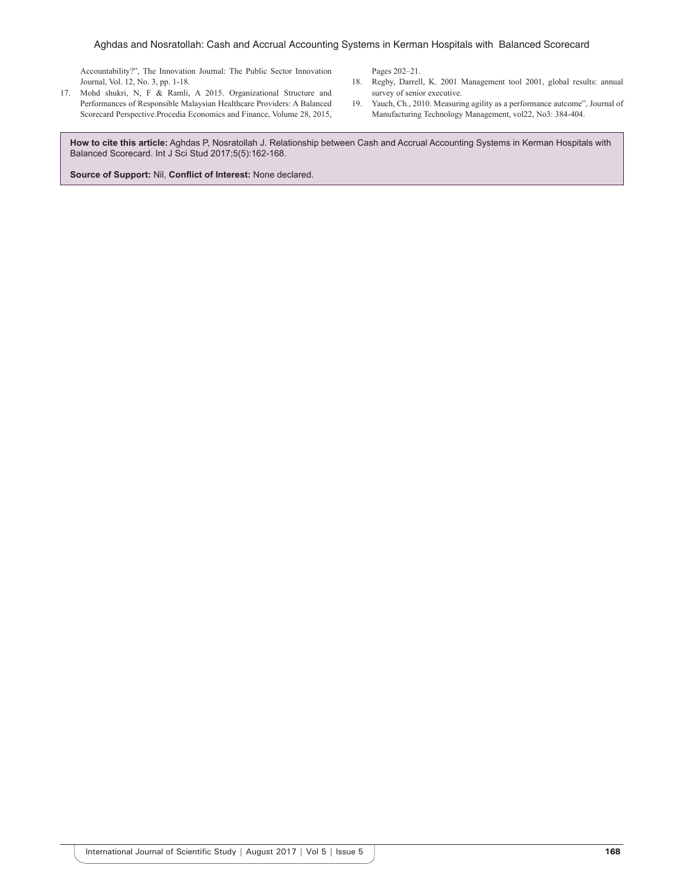Accountability?", The Innovation Journal: The Public Sector Innovation Journal, Vol. 12, No. 3, pp. 1-18.

17. Mohd shukri, N, F & Ramli, A 2015. Organizational Structure and Performances of Responsible Malaysian Healthcare Providers: A Balanced Scorecard Perspective.Procedia Economics and Finance, Volume 28, 2015, Pages 202–21.
18. Regby, Darrell, K. 2001 Management tool 2001, global results: annual survey of senior executive.
19. Yauch, Ch., 2010. Measuring agility as a performance autcome", Journal of Manufacturing Technology Management, vol22, No3: 384-404.

**How to cite this article:** Aghdas P, Nosratollah J. Relationship between Cash and Accrual Accounting Systems in Kerman Hospitals with Balanced Scorecard. Int J Sci Stud 2017;5(5):162-168.

**Source of Support:** Nil, **Conflict of Interest:** None declared.